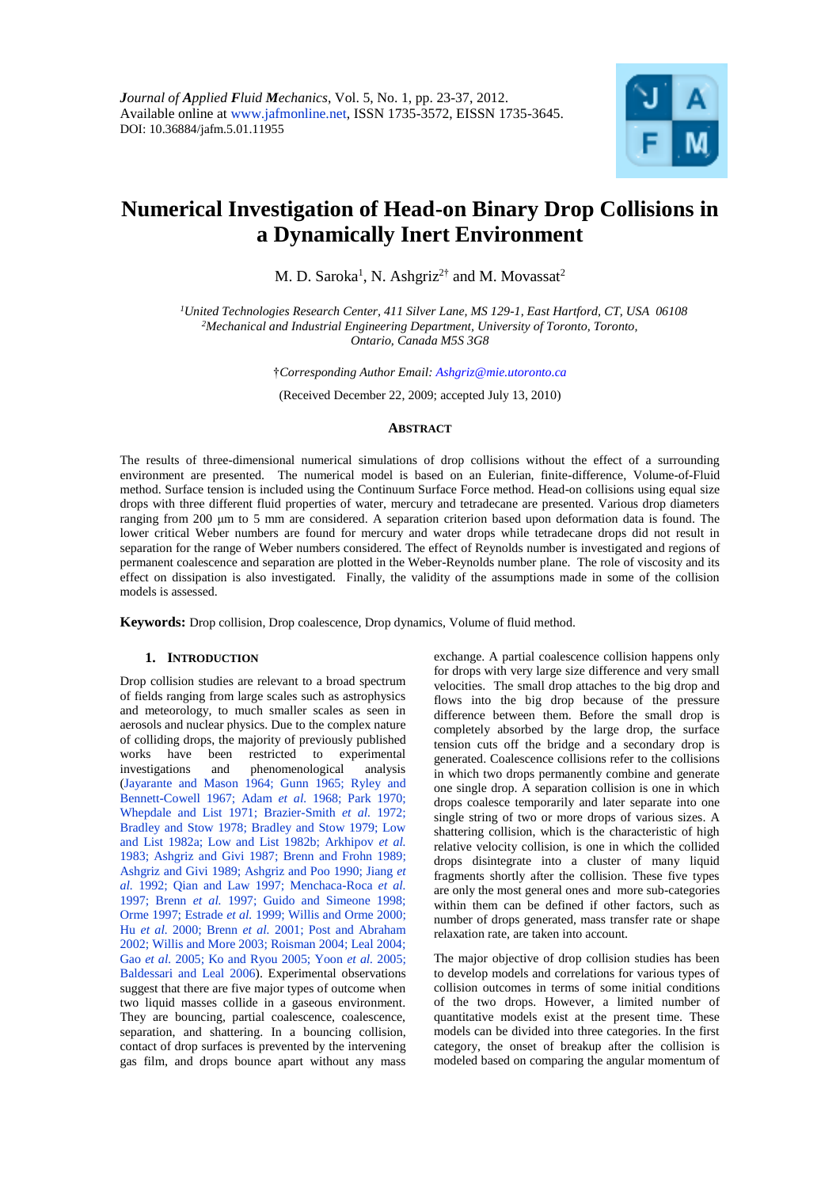*Journal of Applied Fluid Mechanics*, Vol. 5, No. 1, pp. 23-37, 2012.
Available online at www.jafmonline.net, ISSN 1735-3572, EISSN 1735-3645.
DOI: 10.36884/jafm.5.01.11955

# Numerical Investigation of Head-on Binary Drop Collisions in a Dynamically Inert Environment

M. D. Saroka[1], N. Ashgriz[2†] and M. Movassat[2]

[1]*United Technologies Research Center, 411 Silver Lane, MS 129-1, East Hartford, CT, USA 06108*
[2]*Mechanical and Industrial Engineering Department, University of Toronto, Toronto, Ontario, Canada M5S 3G8*

†*Corresponding Author Email: Ashgriz@mie.utoronto.ca*

(Received December 22, 2009; accepted July 13, 2010)

## ABSTRACT

The results of three-dimensional numerical simulations of drop collisions without the effect of a surrounding environment are presented. The numerical model is based on an Eulerian, finite-difference, Volume-of-Fluid method. Surface tension is included using the Continuum Surface Force method. Head-on collisions using equal size drops with three different fluid properties of water, mercury and tetradecane are presented. Various drop diameters ranging from 200 μm to 5 mm are considered. A separation criterion based upon deformation data is found. The lower critical Weber numbers are found for mercury and water drops while tetradecane drops did not result in separation for the range of Weber numbers considered. The effect of Reynolds number is investigated and regions of permanent coalescence and separation are plotted in the Weber-Reynolds number plane. The role of viscosity and its effect on dissipation is also investigated. Finally, the validity of the assumptions made in some of the collision models is assessed.

**Keywords:** Drop collision, Drop coalescence, Drop dynamics, Volume of fluid method.

## 1. INTRODUCTION

Drop collision studies are relevant to a broad spectrum of fields ranging from large scales such as astrophysics and meteorology, to much smaller scales as seen in aerosols and nuclear physics. Due to the complex nature of colliding drops, the majority of previously published works have been restricted to experimental investigations and phenomenological analysis (Jayarante and Mason 1964; Gunn 1965; Ryley and Bennett-Cowell 1967; Adam *et al.* 1968; Park 1970; Whepdale and List 1971; Brazier-Smith *et al.* 1972; Bradley and Stow 1978; Bradley and Stow 1979; Low and List 1982a; Low and List 1982b; Arkhipov *et al.* 1983; Ashgriz and Givi 1987; Brenn and Frohn 1989; Ashgriz and Givi 1989; Ashgriz and Poo 1990; Jiang *et al.* 1992; Qian and Law 1997; Menchaca-Roca *et al.* 1997; Brenn *et al.* 1997; Guido and Simeone 1998; Orme 1997; Estrade *et al.* 1999; Willis and Orme 2000; Hu *et al.* 2000; Brenn *et al.* 2001; Post and Abraham 2002; Willis and More 2003; Roisman 2004; Leal 2004; Gao *et al.* 2005; Ko and Ryou 2005; Yoon *et al.* 2005; Baldessari and Leal 2006). Experimental observations suggest that there are five major types of outcome when two liquid masses collide in a gaseous environment. They are bouncing, partial coalescence, coalescence, separation, and shattering. In a bouncing collision, contact of drop surfaces is prevented by the intervening gas film, and drops bounce apart without any mass exchange. A partial coalescence collision happens only for drops with very large size difference and very small velocities. The small drop attaches to the big drop and flows into the big drop because of the pressure difference between them. Before the small drop is completely absorbed by the large drop, the surface tension cuts off the bridge and a secondary drop is generated. Coalescence collisions refer to the collisions in which two drops permanently combine and generate one single drop. A separation collision is one in which drops coalesce temporarily and later separate into one single string of two or more drops of various sizes. A shattering collision, which is the characteristic of high relative velocity collision, is one in which the collided drops disintegrate into a cluster of many liquid fragments shortly after the collision. These five types are only the most general ones and more sub-categories within them can be defined if other factors, such as number of drops generated, mass transfer rate or shape relaxation rate, are taken into account.

The major objective of drop collision studies has been to develop models and correlations for various types of collision outcomes in terms of some initial conditions of the two drops. However, a limited number of quantitative models exist at the present time. These models can be divided into three categories. In the first category, the onset of breakup after the collision is modeled based on comparing the angular momentum of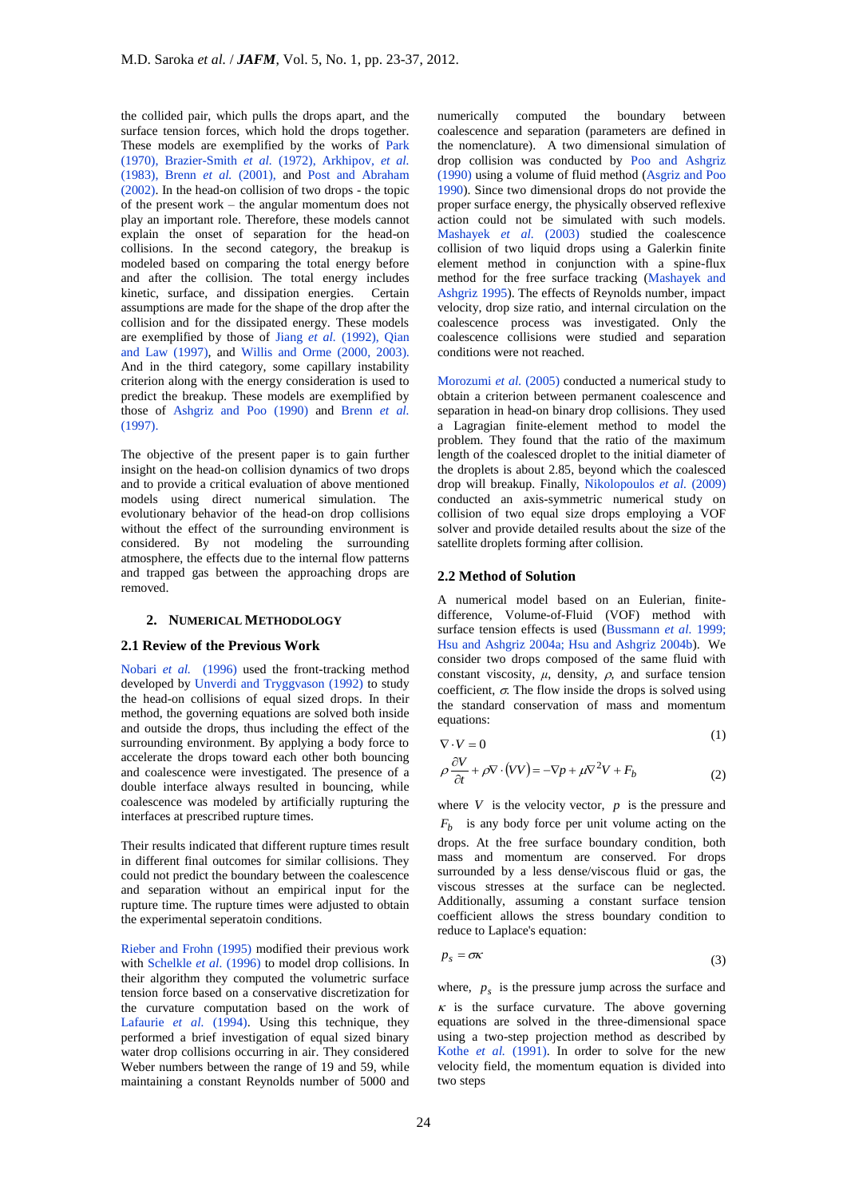the collided pair, which pulls the drops apart, and the surface tension forces, which hold the drops together. These models are exemplified by the works of Park (1970), Brazier-Smith *et al.* (1972), Arkhipov, *et al.* (1983), Brenn *et al.* (2001), and Post and Abraham (2002). In the head-on collision of two drops - the topic of the present work – the angular momentum does not play an important role. Therefore, these models cannot explain the onset of separation for the head-on collisions. In the second category, the breakup is modeled based on comparing the total energy before and after the collision. The total energy includes kinetic, surface, and dissipation energies. Certain assumptions are made for the shape of the drop after the collision and for the dissipated energy. These models are exemplified by those of Jiang *et al.* (1992), Qian and Law (1997), and Willis and Orme (2000, 2003). And in the third category, some capillary instability criterion along with the energy consideration is used to predict the breakup. These models are exemplified by those of Ashgriz and Poo (1990) and Brenn *et al.* (1997).

The objective of the present paper is to gain further insight on the head-on collision dynamics of two drops and to provide a critical evaluation of above mentioned models using direct numerical simulation. The evolutionary behavior of the head-on drop collisions without the effect of the surrounding environment is considered. By not modeling the surrounding atmosphere, the effects due to the internal flow patterns and trapped gas between the approaching drops are removed.

## 2. Numerical Methodology

### 2.1 Review of the Previous Work

Nobari *et al.* (1996) used the front-tracking method developed by Unverdi and Tryggvason (1992) to study the head-on collisions of equal sized drops. In their method, the governing equations are solved both inside and outside the drops, thus including the effect of the surrounding environment. By applying a body force to accelerate the drops toward each other both bouncing and coalescence were investigated. The presence of a double interface always resulted in bouncing, while coalescence was modeled by artificially rupturing the interfaces at prescribed rupture times.

Their results indicated that different rupture times result in different final outcomes for similar collisions. They could not predict the boundary between the coalescence and separation without an empirical input for the rupture time. The rupture times were adjusted to obtain the experimental seperatoin conditions.

Rieber and Frohn (1995) modified their previous work with Schelkle *et al.* (1996) to model drop collisions. In their algorithm they computed the volumetric surface tension force based on a conservative discretization for the curvature computation based on the work of Lafaurie *et al.* (1994). Using this technique, they performed a brief investigation of equal sized binary water drop collisions occurring in air. They considered Weber numbers between the range of 19 and 59, while maintaining a constant Reynolds number of 5000 and numerically computed the boundary between coalescence and separation (parameters are defined in the nomenclature). A two dimensional simulation of drop collision was conducted by Poo and Ashgriz (1990) using a volume of fluid method (Asgriz and Poo 1990). Since two dimensional drops do not provide the proper surface energy, the physically observed reflexive action could not be simulated with such models. Mashayek *et al.* (2003) studied the coalescence collision of two liquid drops using a Galerkin finite element method in conjunction with a spine-flux method for the free surface tracking (Mashayek and Ashgriz 1995). The effects of Reynolds number, impact velocity, drop size ratio, and internal circulation on the coalescence process was investigated. Only the coalescence collisions were studied and separation conditions were not reached.

Morozumi *et al.* (2005) conducted a numerical study to obtain a criterion between permanent coalescence and separation in head-on binary drop collisions. They used a Lagragian finite-element method to model the problem. They found that the ratio of the maximum length of the coalesced droplet to the initial diameter of the droplets is about 2.85, beyond which the coalesced drop will breakup. Finally, Nikolopoulos *et al.* (2009) conducted an axis-symmetric numerical study on collision of two equal size drops employing a VOF solver and provide detailed results about the size of the satellite droplets forming after collision.

### 2.2 Method of Solution

A numerical model based on an Eulerian, finite-difference, Volume-of-Fluid (VOF) method with surface tension effects is used (Bussmann *et al.* 1999; Hsu and Ashgriz 2004a; Hsu and Ashgriz 2004b). We consider two drops composed of the same fluid with constant viscosity, $\mu$, density, $\rho$, and surface tension coefficient, $\sigma$. The flow inside the drops is solved using the standard conservation of mass and momentum equations:

$$\nabla \cdot V = 0 \tag{1}$$

$$\rho \frac{\partial V}{\partial t} + \rho \nabla \cdot (VV) = -\nabla p + \mu \nabla^2 V + F_b \tag{2}$$

where $V$ is the velocity vector, $p$ is the pressure and $F_b$ is any body force per unit volume acting on the drops. At the free surface boundary condition, both mass and momentum are conserved. For drops surrounded by a less dense/viscous fluid or gas, the viscous stresses at the surface can be neglected. Additionally, assuming a constant surface tension coefficient allows the stress boundary condition to reduce to Laplace's equation:

$$p_s = \sigma \kappa \tag{3}$$

where, $p_s$ is the pressure jump across the surface and $\kappa$ is the surface curvature. The above governing equations are solved in the three-dimensional space using a two-step projection method as described by Kothe *et al.* (1991). In order to solve for the new velocity field, the momentum equation is divided into two steps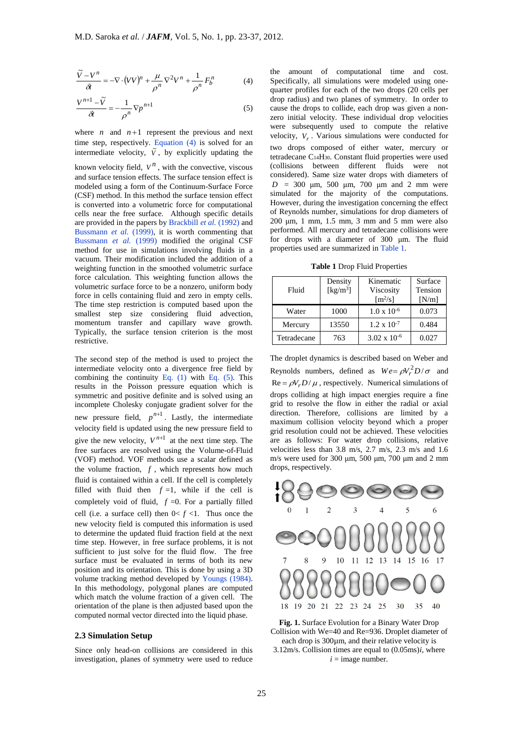$$\frac{\tilde{V}-V^n}{\delta t} = -\nabla\cdot(VV)^n + \frac{\mu}{\rho^n}\nabla^2 V^n + \frac{1}{\rho^n}F_b^n \qquad (4)$$

$$\frac{V^{n+1}-\tilde{V}}{\delta t} = -\frac{1}{\rho^n}\nabla p^{n+1} \qquad (5)$$

where $n$ and $n+1$ represent the previous and next time step, respectively. Equation (4) is solved for an intermediate velocity, $\tilde{V}$, by explicitly updating the known velocity field, $V^n$, with the convective, viscous and surface tension effects. The surface tension effect is modeled using a form of the Continuum-Surface Force (CSF) method. In this method the surface tension effect is converted into a volumetric force for computational cells near the free surface. Although specific details are provided in the papers by Brackbill *et al.* (1992) and Bussmann *et al.* (1999), it is worth commenting that Bussmann *et al.* (1999) modified the original CSF method for use in simulations involving fluids in a vacuum. Their modification included the addition of a weighting function in the smoothed volumetric surface force calculation. This weighting function allows the volumetric surface force to be a nonzero, uniform body force in cells containing fluid and zero in empty cells. The time step restriction is computed based upon the smallest step size considering fluid advection, momentum transfer and capillary wave growth. Typically, the surface tension criterion is the most restrictive.

The second step of the method is used to project the intermediate velocity onto a divergence free field by combining the continuity Eq. (1) with Eq. (5). This results in the Poisson pressure equation which is symmetric and positive definite and is solved using an incomplete Cholesky conjugate gradient solver for the new pressure field, $p^{n+1}$. Lastly, the intermediate velocity field is updated using the new pressure field to give the new velocity, $V^{n+1}$ at the next time step. The free surfaces are resolved using the Volume-of-Fluid (VOF) method. VOF methods use a scalar defined as the volume fraction, $f$, which represents how much fluid is contained within a cell. If the cell is completely filled with fluid then $f=1$, while if the cell is completely void of fluid, $f=0$. For a partially filled cell (i.e. a surface cell) then $0< f <1$. Thus once the new velocity field is computed this information is used to determine the updated fluid fraction field at the next time step. However, in free surface problems, it is not sufficient to just solve for the fluid flow. The free surface must be evaluated in terms of both its new position and its orientation. This is done by using a 3D volume tracking method developed by Youngs (1984). In this methodology, polygonal planes are computed which match the volume fraction of a given cell. The orientation of the plane is then adjusted based upon the computed normal vector directed into the liquid phase.

### 2.3 Simulation Setup

Since only head-on collisions are considered in this investigation, planes of symmetry were used to reduce the amount of computational time and cost. Specifically, all simulations were modeled using one-quarter profiles for each of the two drops (20 cells per drop radius) and two planes of symmetry. In order to cause the drops to collide, each drop was given a non-zero initial velocity. These individual drop velocities were subsequently used to compute the relative velocity, $V_r$. Various simulations were conducted for two drops composed of either water, mercury or tetradecane $C_{14}H_{30}$. Constant fluid properties were used (collisions between different fluids were not considered). Same size water drops with diameters of $D$ = 300 μm, 500 μm, 700 μm and 2 mm were simulated for the majority of the computations. However, during the investigation concerning the effect of Reynolds number, simulations for drop diameters of 200 μm, 1 mm, 1.5 mm, 3 mm and 5 mm were also performed. All mercury and tetradecane collisions were for drops with a diameter of 300 μm. The fluid properties are summarized in Table 1.

**Table 1** Drop Fluid Properties

| Fluid | Density [kg/m$^3$] | Kinematic Viscosity [m$^2$/s] | Surface Tension [N/m] |
|---|---|---|---|
| Water | 1000 | 1.0 x 10$^{-6}$ | 0.073 |
| Mercury | 13550 | 1.2 x 10$^{-7}$ | 0.484 |
| Tetradecane | 763 | 3.02 x 10$^{-6}$ | 0.027 |

The droplet dynamics is described based on Weber and Reynolds numbers, defined as $We = \rho V_r^2 D/\sigma$ and $\mathrm{Re} = \rho V_r D/\mu$, respectively. Numerical simulations of drops colliding at high impact energies require a fine grid to resolve the flow in either the radial or axial direction. Therefore, collisions are limited by a maximum collision velocity beyond which a proper grid resolution could not be achieved. These velocities are as follows: For water drop collisions, relative velocities less than 3.8 m/s, 2.7 m/s, 2.3 m/s and 1.6 m/s were used for 300 μm, 500 μm, 700 μm and 2 mm drops, respectively.

**Fig. 1.** Surface Evolution for a Binary Water Drop Collision with We=40 and Re=936. Droplet diameter of each drop is 300μm, and their relative velocity is 3.12m/s. Collision times are equal to (0.05ms)$i$, where $i$ = image number.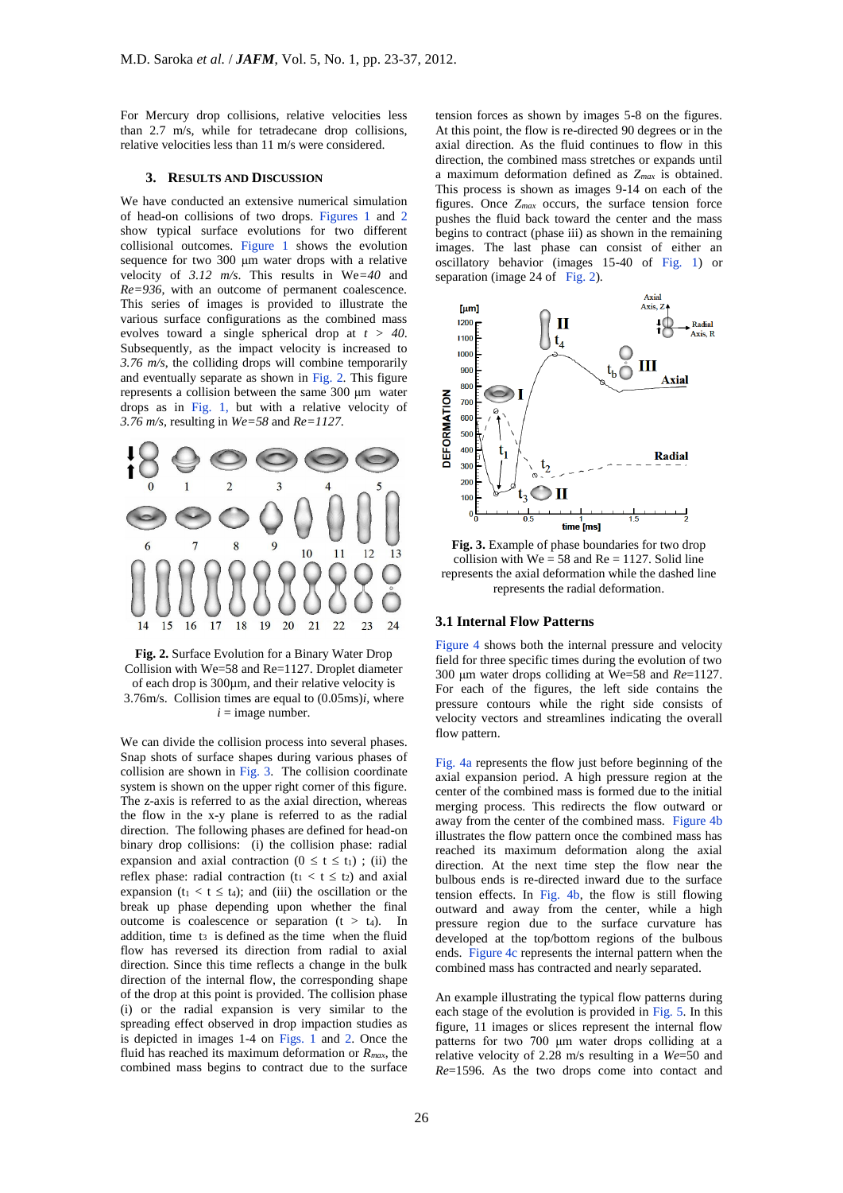For Mercury drop collisions, relative velocities less than 2.7 m/s, while for tetradecane drop collisions, relative velocities less than 11 m/s were considered.

## 3. Results and Discussion

We have conducted an extensive numerical simulation of head-on collisions of two drops. Figures 1 and 2 show typical surface evolutions for two different collisional outcomes. Figure 1 shows the evolution sequence for two 300 μm water drops with a relative velocity of *3.12 m/s*. This results in We=*40* and *Re=936*, with an outcome of permanent coalescence. This series of images is provided to illustrate the various surface configurations as the combined mass evolves toward a single spherical drop at $t > 40$. Subsequently, as the impact velocity is increased to *3.76 m/s*, the colliding drops will combine temporarily and eventually separate as shown in Fig. 2. This figure represents a collision between the same 300 μm water drops as in Fig. 1, but with a relative velocity of *3.76 m/s*, resulting in *We=58* and *Re=1127*.

**Fig. 2.** Surface Evolution for a Binary Water Drop Collision with We=58 and Re=1127. Droplet diameter of each drop is 300μm, and their relative velocity is 3.76m/s. Collision times are equal to (0.05ms)$i$, where $i$ = image number.

We can divide the collision process into several phases. Snap shots of surface shapes during various phases of collision are shown in Fig. 3. The collision coordinate system is shown on the upper right corner of this figure. The z-axis is referred to as the axial direction, whereas the flow in the x-y plane is referred to as the radial direction. The following phases are defined for head-on binary drop collisions: (i) the collision phase: radial expansion and axial contraction ($0 \leq t \leq t_1$) ; (ii) the reflex phase: radial contraction ($t_1 < t \leq t_2$) and axial expansion ($t_1 < t \leq t_4$); and (iii) the oscillation or the break up phase depending upon whether the final outcome is coalescence or separation ($t > t_4$). In addition, time $t_3$ is defined as the time when the fluid flow has reversed its direction from radial to axial direction. Since this time reflects a change in the bulk direction of the internal flow, the corresponding shape of the drop at this point is provided. The collision phase (i) or the radial expansion is very similar to the spreading effect observed in drop impaction studies as is depicted in images 1-4 on Figs. 1 and 2. Once the fluid has reached its maximum deformation or $R_{max}$, the combined mass begins to contract due to the surface tension forces as shown by images 5-8 on the figures. At this point, the flow is re-directed 90 degrees or in the axial direction. As the fluid continues to flow in this direction, the combined mass stretches or expands until a maximum deformation defined as $Z_{max}$ is obtained. This process is shown as images 9-14 on each of the figures. Once $Z_{max}$ occurs, the surface tension force pushes the fluid back toward the center and the mass begins to contract (phase iii) as shown in the remaining images. The last phase can consist of either an oscillatory behavior (images 15-40 of Fig. 1) or separation (image 24 of Fig. 2).

**Fig. 3.** Example of phase boundaries for two drop collision with We = 58 and Re = 1127. Solid line represents the axial deformation while the dashed line represents the radial deformation.

### 3.1 Internal Flow Patterns

Figure 4 shows both the internal pressure and velocity field for three specific times during the evolution of two 300 μm water drops colliding at We=58 and *Re*=1127. For each of the figures, the left side contains the pressure contours while the right side consists of velocity vectors and streamlines indicating the overall flow pattern.

Fig. 4a represents the flow just before beginning of the axial expansion period. A high pressure region at the center of the combined mass is formed due to the initial merging process. This redirects the flow outward or away from the center of the combined mass. Figure 4b illustrates the flow pattern once the combined mass has reached its maximum deformation along the axial direction. At the next time step the flow near the bulbous ends is re-directed inward due to the surface tension effects. In Fig. 4b, the flow is still flowing outward and away from the center, while a high pressure region due to the surface curvature has developed at the top/bottom regions of the bulbous ends. Figure 4c represents the internal pattern when the combined mass has contracted and nearly separated.

An example illustrating the typical flow patterns during each stage of the evolution is provided in Fig. 5. In this figure, 11 images or slices represent the internal flow patterns for two 700 μm water drops colliding at a relative velocity of 2.28 m/s resulting in a *We*=50 and *Re*=1596. As the two drops come into contact and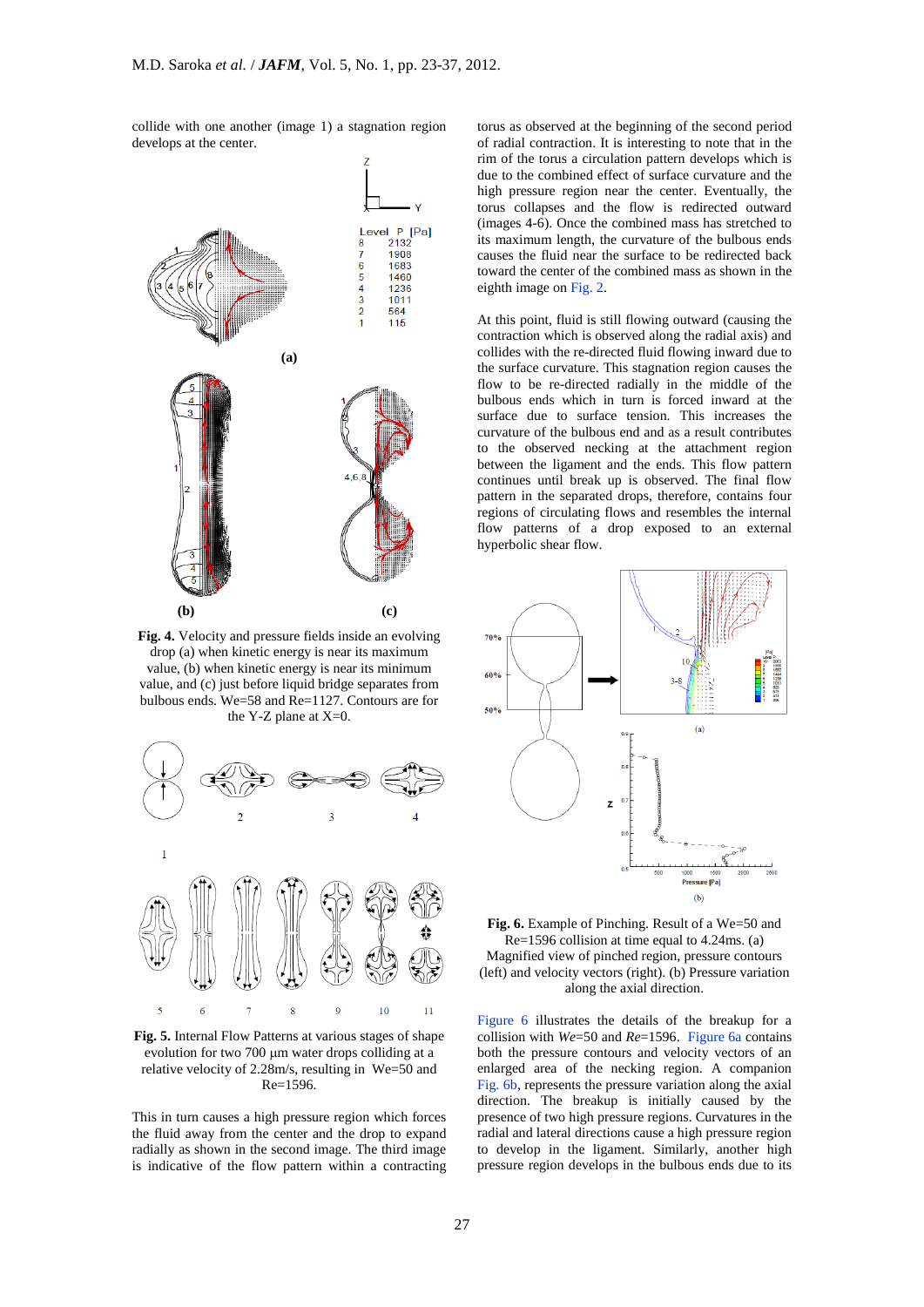collide with one another (image 1) a stagnation region develops at the center.

**Fig. 4.** Velocity and pressure fields inside an evolving drop (a) when kinetic energy is near its maximum value, (b) when kinetic energy is near its minimum value, and (c) just before liquid bridge separates from bulbous ends. We=58 and Re=1127. Contours are for the Y-Z plane at X=0.

**Fig. 5.** Internal Flow Patterns at various stages of shape evolution for two 700 µm water drops colliding at a relative velocity of 2.28m/s, resulting in We=50 and Re=1596.

This in turn causes a high pressure region which forces the fluid away from the center and the drop to expand radially as shown in the second image. The third image is indicative of the flow pattern within a contracting torus as observed at the beginning of the second period of radial contraction. It is interesting to note that in the rim of the torus a circulation pattern develops which is due to the combined effect of surface curvature and the high pressure region near the center. Eventually, the torus collapses and the flow is redirected outward (images 4-6). Once the combined mass has stretched to its maximum length, the curvature of the bulbous ends causes the fluid near the surface to be redirected back toward the center of the combined mass as shown in the eighth image on Fig. 2.

At this point, fluid is still flowing outward (causing the contraction which is observed along the radial axis) and collides with the re-directed fluid flowing inward due to the surface curvature. This stagnation region causes the flow to be re-directed radially in the middle of the bulbous ends which in turn is forced inward at the surface due to surface tension. This increases the curvature of the bulbous end and as a result contributes to the observed necking at the attachment region between the ligament and the ends. This flow pattern continues until break up is observed. The final flow pattern in the separated drops, therefore, contains four regions of circulating flows and resembles the internal flow patterns of a drop exposed to an external hyperbolic shear flow.

**Fig. 6.** Example of Pinching. Result of a We=50 and Re=1596 collision at time equal to 4.24ms. (a) Magnified view of pinched region, pressure contours (left) and velocity vectors (right). (b) Pressure variation along the axial direction.

Figure 6 illustrates the details of the breakup for a collision with *We*=50 and *Re*=1596. Figure 6a contains both the pressure contours and velocity vectors of an enlarged area of the necking region. A companion Fig. 6b, represents the pressure variation along the axial direction. The breakup is initially caused by the presence of two high pressure regions. Curvatures in the radial and lateral directions cause a high pressure region to develop in the ligament. Similarly, another high pressure region develops in the bulbous ends due to its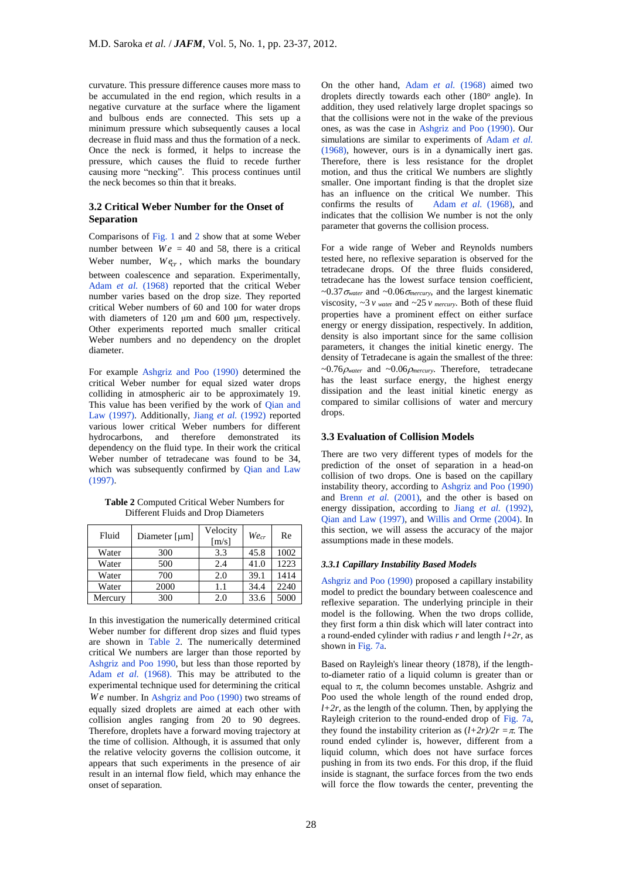curvature. This pressure difference causes more mass to be accumulated in the end region, which results in a negative curvature at the surface where the ligament and bulbous ends are connected. This sets up a minimum pressure which subsequently causes a local decrease in fluid mass and thus the formation of a neck. Once the neck is formed, it helps to increase the pressure, which causes the fluid to recede further causing more "necking". This process continues until the neck becomes so thin that it breaks.

## 3.2 Critical Weber Number for the Onset of Separation

Comparisons of Fig. 1 and 2 show that at some Weber number between $We$ = 40 and 58, there is a critical Weber number, $We_{cr}$, which marks the boundary between coalescence and separation. Experimentally, Adam *et al.* (1968) reported that the critical Weber number varies based on the drop size. They reported critical Weber numbers of 60 and 100 for water drops with diameters of 120 µm and 600 µm, respectively. Other experiments reported much smaller critical Weber numbers and no dependency on the droplet diameter.

For example Ashgriz and Poo (1990) determined the critical Weber number for equal sized water drops colliding in atmospheric air to be approximately 19. This value has been verified by the work of Qian and Law (1997). Additionally, Jiang *et al.* (1992) reported various lower critical Weber numbers for different hydrocarbons, and therefore demonstrated its dependency on the fluid type. In their work the critical Weber number of tetradecane was found to be 34, which was subsequently confirmed by Qian and Law (1997).

**Table 2** Computed Critical Weber Numbers for Different Fluids and Drop Diameters

| Fluid | Diameter [µm] | Velocity [m/s] | $We_{cr}$ | Re |
|---|---|---|---|---|
| Water | 300 | 3.3 | 45.8 | 1002 |
| Water | 500 | 2.4 | 41.0 | 1223 |
| Water | 700 | 2.0 | 39.1 | 1414 |
| Water | 2000 | 1.1 | 34.4 | 2240 |
| Mercury | 300 | 2.0 | 33.6 | 5000 |

In this investigation the numerically determined critical Weber number for different drop sizes and fluid types are shown in Table 2. The numerically determined critical We numbers are larger than those reported by Ashgriz and Poo 1990, but less than those reported by Adam *et al.* (1968). This may be attributed to the experimental technique used for determining the critical $We$ number. In Ashgriz and Poo (1990) two streams of equally sized droplets are aimed at each other with collision angles ranging from 20 to 90 degrees. Therefore, droplets have a forward moving trajectory at the time of collision. Although, it is assumed that only the relative velocity governs the collision outcome, it appears that such experiments in the presence of air result in an internal flow field, which may enhance the onset of separation.

On the other hand, Adam *et al.* (1968) aimed two droplets directly towards each other (180° angle). In addition, they used relatively large droplet spacings so that the collisions were not in the wake of the previous ones, as was the case in Ashgriz and Poo (1990). Our simulations are similar to experiments of Adam *et al.* (1968), however, ours is in a dynamically inert gas. Therefore, there is less resistance for the droplet motion, and thus the critical We numbers are slightly smaller. One important finding is that the droplet size has an influence on the critical We number. This confirms the results of Adam *et al.* (1968), and indicates that the collision We number is not the only parameter that governs the collision process.

For a wide range of Weber and Reynolds numbers tested here, no reflexive separation is observed for the tetradecane drops. Of the three fluids considered, tetradecane has the lowest surface tension coefficient, ~$0.37\sigma_{water}$ and ~$0.06\sigma_{mercury}$, and the largest kinematic viscosity, ~$3\,\nu_{water}$ and ~$25\,\nu_{mercury}$. Both of these fluid properties have a prominent effect on either surface energy or energy dissipation, respectively. In addition, density is also important since for the same collision parameters, it changes the initial kinetic energy. The density of Tetradecane is again the smallest of the three: ~$0.76\rho_{water}$ and ~$0.06\rho_{mercury}$. Therefore, tetradecane has the least surface energy, the highest energy dissipation and the least initial kinetic energy as compared to similar collisions of water and mercury drops.

## 3.3 Evaluation of Collision Models

There are two very different types of models for the prediction of the onset of separation in a head-on collision of two drops. One is based on the capillary instability theory, according to Ashgriz and Poo (1990) and Brenn *et al.* (2001), and the other is based on energy dissipation, according to Jiang *et al.* (1992), Qian and Law (1997), and Willis and Orme (2004). In this section, we will assess the accuracy of the major assumptions made in these models.

### *3.3.1 Capillary Instability Based Models*

Ashgriz and Poo (1990) proposed a capillary instability model to predict the boundary between coalescence and reflexive separation. The underlying principle in their model is the following. When the two drops collide, they first form a thin disk which will later contract into a round-ended cylinder with radius $r$ and length $l+2r$, as shown in Fig. 7a.

Based on Rayleigh's linear theory (1878), if the length-to-diameter ratio of a liquid column is greater than or equal to $\pi$, the column becomes unstable. Ashgriz and Poo used the whole length of the round ended drop, $l+2r$, as the length of the column. Then, by applying the Rayleigh criterion to the round-ended drop of Fig. 7a, they found the instability criterion as $(l+2r)/2r = \pi$. The round ended cylinder is, however, different from a liquid column, which does not have surface forces pushing in from its two ends. For this drop, if the fluid inside is stagnant, the surface forces from the two ends will force the flow towards the center, preventing the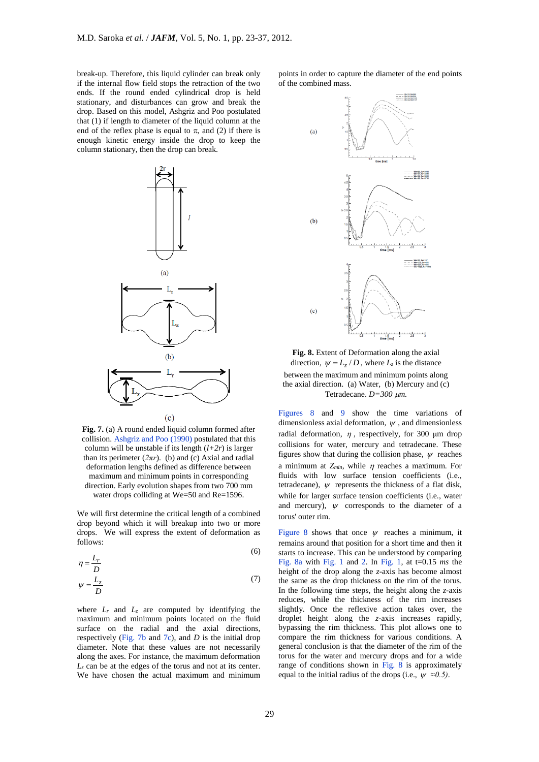break-up. Therefore, this liquid cylinder can break only if the internal flow field stops the retraction of the two ends. If the round ended cylindrical drop is held stationary, and disturbances can grow and break the drop. Based on this model, Ashgriz and Poo postulated that (1) if length to diameter of the liquid column at the end of the reflex phase is equal to $\pi$, and (2) if there is enough kinetic energy inside the drop to keep the column stationary, then the drop can break.

**Fig. 7.** (a) A round ended liquid column formed after collision. Ashgriz and Poo (1990) postulated that this column will be unstable if its length ($l+2r$) is larger than its perimeter ($2\pi r$). (b) and (c) Axial and radial deformation lengths defined as difference between maximum and minimum points in corresponding direction. Early evolution shapes from two 700 mm water drops colliding at We=50 and Re=1596.

We will first determine the critical length of a combined drop beyond which it will breakup into two or more drops. We will express the extent of deformation as follows:

$$\eta = \frac{L_r}{D} \tag{6}$$

$$\psi = \frac{L_z}{D} \tag{7}$$

where $L_r$ and $L_z$ are computed by identifying the maximum and minimum points located on the fluid surface on the radial and the axial directions, respectively (Fig. 7b and 7c), and $D$ is the initial drop diameter. Note that these values are not necessarily along the axes. For instance, the maximum deformation $L_z$ can be at the edges of the torus and not at its center. We have chosen the actual maximum and minimum points in order to capture the diameter of the end points of the combined mass.

**Fig. 8.** Extent of Deformation along the axial direction, $\psi = L_z / D$, where $L_z$ is the distance between the maximum and minimum points along the axial direction. (a) Water, (b) Mercury and (c) Tetradecane. $D=300\ \mu m$.

Figures 8 and 9 show the time variations of dimensionless axial deformation, $\psi$, and dimensionless radial deformation, $\eta$, respectively, for 300 μm drop collisions for water, mercury and tetradecane. These figures show that during the collision phase, $\psi$ reaches a minimum at $Z_{min}$, while $\eta$ reaches a maximum. For fluids with low surface tension coefficients (i.e., tetradecane), $\psi$ represents the thickness of a flat disk, while for larger surface tension coefficients (i.e., water and mercury), $\psi$ corresponds to the diameter of a torus' outer rim.

Figure 8 shows that once $\psi$ reaches a minimum, it remains around that position for a short time and then it starts to increase. This can be understood by comparing Fig. 8a with Fig. 1 and 2. In Fig. 1, at t=0.15 *ms* the height of the drop along the *z*-axis has become almost the same as the drop thickness on the rim of the torus. In the following time steps, the height along the *z*-axis reduces, while the thickness of the rim increases slightly. Once the reflexive action takes over, the droplet height along the *z*-axis increases rapidly, bypassing the rim thickness. This plot allows one to compare the rim thickness for various conditions. A general conclusion is that the diameter of the rim of the torus for the water and mercury drops and for a wide range of conditions shown in Fig. 8 is approximately equal to the initial radius of the drops (i.e., $\psi \approx 0.5$).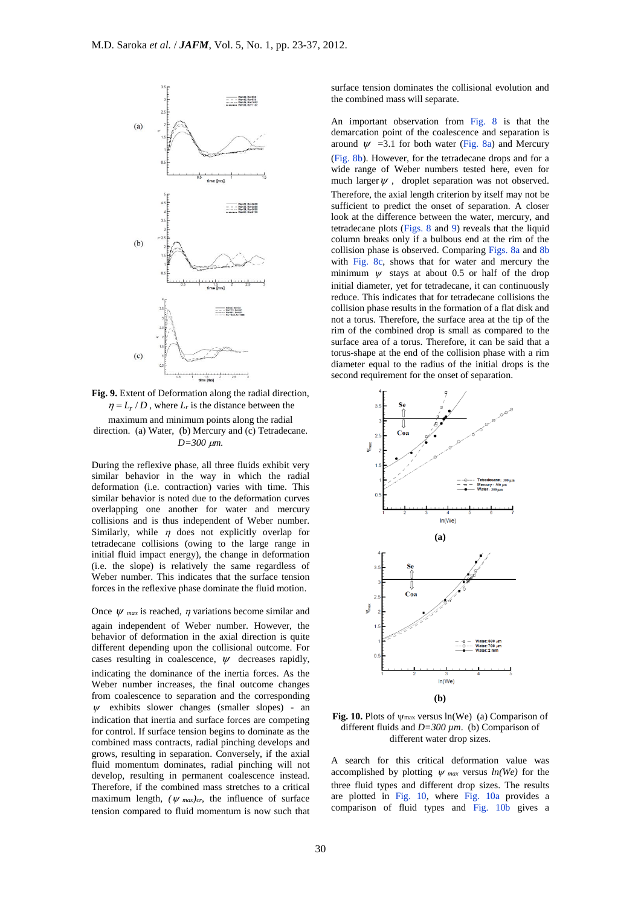**Fig. 9.** Extent of Deformation along the radial direction, $\eta = L_r / D$, where $L_r$ is the distance between the maximum and minimum points along the radial direction. (a) Water, (b) Mercury and (c) Tetradecane. $D$=300 $\mu m$.

During the reflexive phase, all three fluids exhibit very similar behavior in the way in which the radial deformation (i.e. contraction) varies with time. This similar behavior is noted due to the deformation curves overlapping one another for water and mercury collisions and is thus independent of Weber number. Similarly, while $\eta$ does not explicitly overlap for tetradecane collisions (owing to the large range in initial fluid impact energy), the change in deformation (i.e. the slope) is relatively the same regardless of Weber number. This indicates that the surface tension forces in the reflexive phase dominate the fluid motion.

Once $\psi_{max}$ is reached, $\eta$ variations become similar and again independent of Weber number. However, the behavior of deformation in the axial direction is quite different depending upon the collisional outcome. For cases resulting in coalescence, $\psi$ decreases rapidly, indicating the dominance of the inertia forces. As the Weber number increases, the final outcome changes from coalescence to separation and the corresponding $\psi$ exhibits slower changes (smaller slopes) - an indication that inertia and surface forces are competing for control. If surface tension begins to dominate as the combined mass contracts, radial pinching develops and grows, resulting in separation. Conversely, if the axial fluid momentum dominates, radial pinching will not develop, resulting in permanent coalescence instead. Therefore, if the combined mass stretches to a critical maximum length, $(\psi_{max})_{cr}$, the influence of surface tension compared to fluid momentum is now such that surface tension dominates the collisional evolution and the combined mass will separate.

An important observation from Fig. 8 is that the demarcation point of the coalescence and separation is around $\psi$ =3.1 for both water (Fig. 8a) and Mercury (Fig. 8b). However, for the tetradecane drops and for a wide range of Weber numbers tested here, even for much larger $\psi$, droplet separation was not observed. Therefore, the axial length criterion by itself may not be sufficient to predict the onset of separation. A closer look at the difference between the water, mercury, and tetradecane plots (Figs. 8 and 9) reveals that the liquid column breaks only if a bulbous end at the rim of the collision phase is observed. Comparing Figs. 8a and 8b with Fig. 8c, shows that for water and mercury the minimum $\psi$ stays at about 0.5 or half of the drop initial diameter, yet for tetradecane, it can continuously reduce. This indicates that for tetradecane collisions the collision phase results in the formation of a flat disk and not a torus. Therefore, the surface area at the tip of the rim of the combined drop is small as compared to the surface area of a torus. Therefore, it can be said that a torus-shape at the end of the collision phase with a rim diameter equal to the radius of the initial drops is the second requirement for the onset of separation.

**Fig. 10.** Plots of $\psi_{max}$ versus ln(We) (a) Comparison of different fluids and $D$=300 $\mu m$. (b) Comparison of different water drop sizes.

A search for this critical deformation value was accomplished by plotting $\psi_{max}$ versus *ln(We)* for the three fluid types and different drop sizes. The results are plotted in Fig. 10, where Fig. 10a provides a comparison of fluid types and Fig. 10b gives a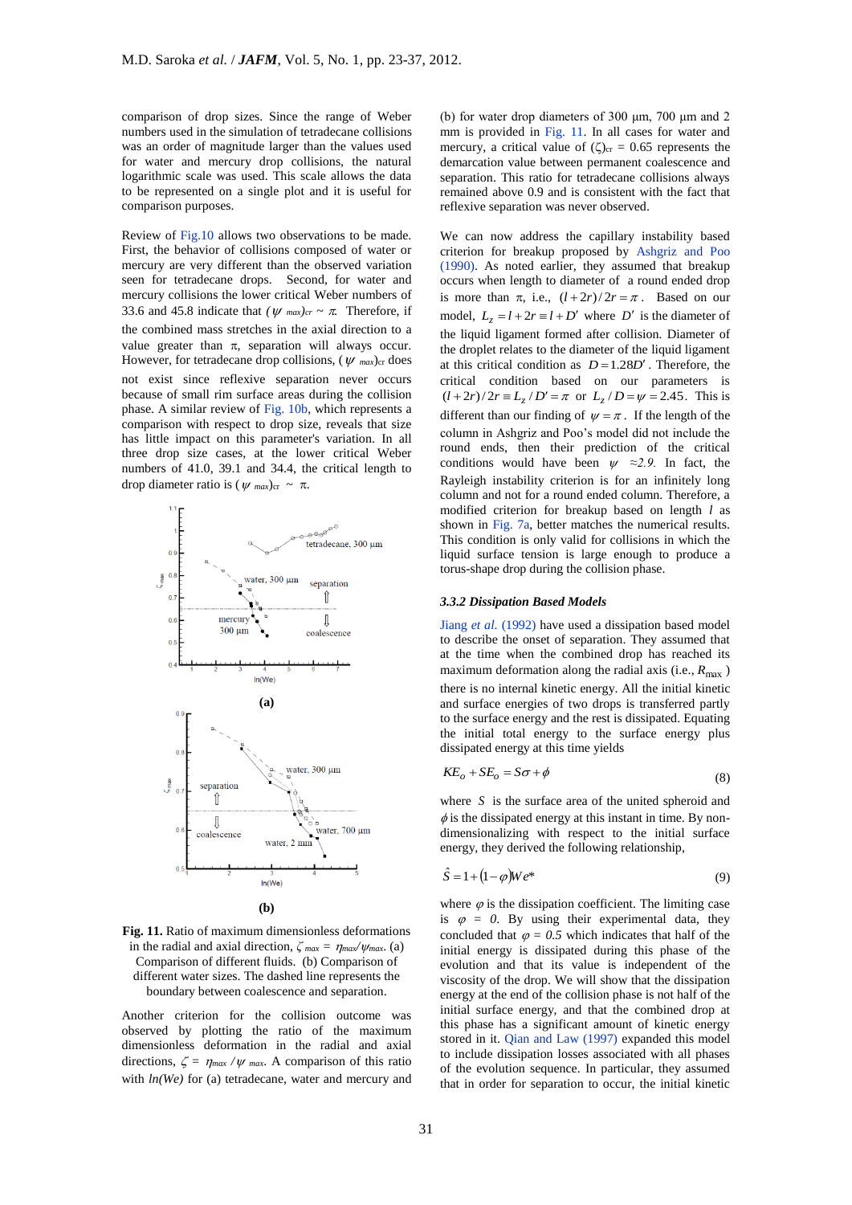comparison of drop sizes. Since the range of Weber numbers used in the simulation of tetradecane collisions was an order of magnitude larger than the values used for water and mercury drop collisions, the natural logarithmic scale was used. This scale allows the data to be represented on a single plot and it is useful for comparison purposes.

Review of Fig.10 allows two observations to be made. First, the behavior of collisions composed of water or mercury are very different than the observed variation seen for tetradecane drops. Second, for water and mercury collisions the lower critical Weber numbers of 33.6 and 45.8 indicate that $(\psi_{max})_{cr} \sim \pi$. Therefore, if the combined mass stretches in the axial direction to a value greater than π, separation will always occur. However, for tetradecane drop collisions, $(\psi_{max})_{cr}$ does not exist since reflexive separation never occurs because of small rim surface areas during the collision phase. A similar review of Fig. 10b, which represents a comparison with respect to drop size, reveals that size has little impact on this parameter's variation. In all three drop size cases, at the lower critical Weber numbers of 41.0, 39.1 and 34.4, the critical length to drop diameter ratio is $(\psi_{max})_{cr} \sim \pi$.

**Fig. 11.** Ratio of maximum dimensionless deformations in the radial and axial direction, $\zeta_{max} = \eta_{max}/\psi_{max}$. (a) Comparison of different fluids. (b) Comparison of different water sizes. The dashed line represents the boundary between coalescence and separation.

Another criterion for the collision outcome was observed by plotting the ratio of the maximum dimensionless deformation in the radial and axial directions, $\zeta = \eta_{max} / \psi_{max}$. A comparison of this ratio with *ln(We)* for (a) tetradecane, water and mercury and (b) for water drop diameters of 300 μm, 700 μm and 2 mm is provided in Fig. 11. In all cases for water and mercury, a critical value of $(\zeta)_{cr} = 0.65$ represents the demarcation value between permanent coalescence and separation. This ratio for tetradecane collisions always remained above 0.9 and is consistent with the fact that reflexive separation was never observed.

We can now address the capillary instability based criterion for breakup proposed by Ashgriz and Poo (1990). As noted earlier, they assumed that breakup occurs when length to diameter of a round ended drop is more than π, i.e., $(l+2r)/2r = \pi$. Based on our model, $L_z = l + 2r \equiv l + D'$ where $D'$ is the diameter of the liquid ligament formed after collision. Diameter of the droplet relates to the diameter of the liquid ligament at this critical condition as $D = 1.28D'$. Therefore, the critical condition based on our parameters is $(l+2r)/2r \equiv L_z/D' = \pi$ or $L_z/D = \psi = 2.45$. This is different than our finding of $\psi = \pi$. If the length of the column in Ashgriz and Poo's model did not include the round ends, then their prediction of the critical conditions would have been $\psi \approx 2.9$. In fact, the Rayleigh instability criterion is for an infinitely long column and not for a round ended column. Therefore, a modified criterion for breakup based on length $l$ as shown in Fig. 7a, better matches the numerical results. This condition is only valid for collisions in which the liquid surface tension is large enough to produce a torus-shape drop during the collision phase.

### 3.3.2 Dissipation Based Models

Jiang *et al.* (1992) have used a dissipation based model to describe the onset of separation. They assumed that at the time when the combined drop has reached its maximum deformation along the radial axis (i.e., $R_{max}$) there is no internal kinetic energy. All the initial kinetic and surface energies of two drops is transferred partly to the surface energy and the rest is dissipated. Equating the initial total energy to the surface energy plus dissipated energy at this time yields

$$KE_o + SE_o = S\sigma + \phi \tag{8}$$

where $S$ is the surface area of the united spheroid and $\phi$ is the dissipated energy at this instant in time. By non-dimensionalizing with respect to the initial surface energy, they derived the following relationship,

$$\hat{S} = 1 + (1-\varphi)We^* \tag{9}$$

where $\varphi$ is the dissipation coefficient. The limiting case is $\varphi = 0$. By using their experimental data, they concluded that $\varphi = 0.5$ which indicates that half of the initial energy is dissipated during this phase of the evolution and that its value is independent of the viscosity of the drop. We will show that the dissipation energy at the end of the collision phase is not half of the initial surface energy, and that the combined drop at this phase has a significant amount of kinetic energy stored in it. Qian and Law (1997) expanded this model to include dissipation losses associated with all phases of the evolution sequence. In particular, they assumed that in order for separation to occur, the initial kinetic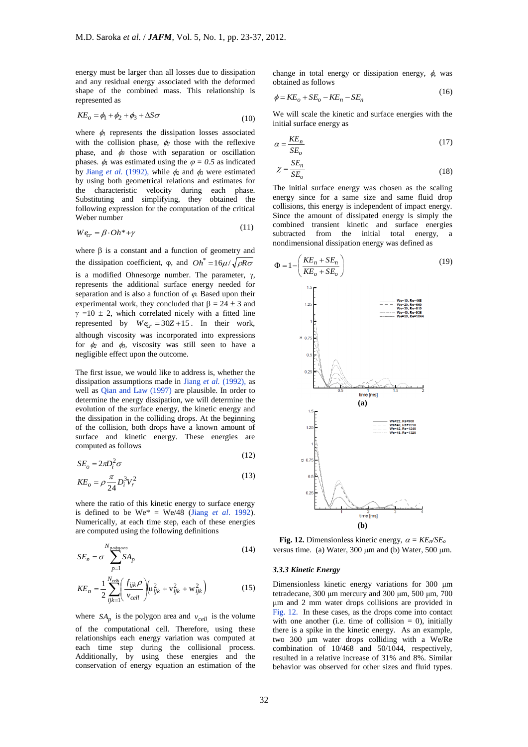energy must be larger than all losses due to dissipation and any residual energy associated with the deformed shape of the combined mass. This relationship is represented as

$$KE_o = \phi_1 + \phi_2 + \phi_3 + \Delta S\sigma \tag{10}$$

where $\phi_1$ represents the dissipation losses associated with the collision phase, $\phi_2$ those with the reflexive phase, and $\phi_3$ those with separation or oscillation phases. $\phi_1$ was estimated using the $\varphi = 0.5$ as indicated by Jiang *et al.* (1992), while $\phi_2$ and $\phi_3$ were estimated by using both geometrical relations and estimates for the characteristic velocity during each phase. Substituting and simplifying, they obtained the following expression for the computation of the critical Weber number

$$We_{cr} = \beta \cdot Oh^* + \gamma \tag{11}$$

where β is a constant and a function of geometry and the dissipation coefficient, φ, and $Oh^* = 16\mu / \sqrt{\rho R \sigma}$ is a modified Ohnesorge number. The parameter, γ, represents the additional surface energy needed for separation and is also a function of $\varphi$. Based upon their experimental work, they concluded that β = 24 ± 3 and γ =10 ± 2, which correlated nicely with a fitted line represented by $We_{cr} = 30Z + 15$. In their work, although viscosity was incorporated into expressions for $\phi_2$ and $\phi_3$, viscosity was still seen to have a negligible effect upon the outcome.

The first issue, we would like to address is, whether the dissipation assumptions made in Jiang *et al.* (1992), as well as Qian and Law (1997) are plausible. In order to determine the energy dissipation, we will determine the evolution of the surface energy, the kinetic energy and the dissipation in the colliding drops. At the beginning of the collision, both drops have a known amount of surface and kinetic energy. These energies are computed as follows

$$SE_o = 2\pi D_i^2 \sigma \tag{12}$$

$$KE_o = \rho \frac{\pi}{24} D_i^3 V_r^2 \tag{13}$$

where the ratio of this kinetic energy to surface energy is defined to be We* = We/48 (Jiang *et al.* 1992). Numerically, at each time step, each of these energies are computed using the following definitions

$$SE_n = \sigma \sum_{p=1}^{N_{polygons}} SA_p \tag{14}$$

$$KE_n = \frac{1}{2} \sum_{ijk=1}^{N_{cells}} \left( \frac{f_{ijk}\rho}{v_{cell}} \right) \left( u_{ijk}^2 + v_{ijk}^2 + w_{ijk}^2 \right) \tag{15}$$

where $SA_p$ is the polygon area and $v_{cell}$ is the volume of the computational cell. Therefore, using these relationships each energy variation was computed at each time step during the collisional process. Additionally, by using these energies and the conservation of energy equation an estimation of the change in total energy or dissipation energy, $\phi$, was obtained as follows

$$\phi = KE_o + SE_o - KE_n - SE_n \tag{16}$$

We will scale the kinetic and surface energies with the initial surface energy as

$$\alpha = \frac{KE_n}{SE_o} \tag{17}$$

$$\chi = \frac{SE_n}{SE_o} \tag{18}$$

The initial surface energy was chosen as the scaling energy since for a same size and same fluid drop collisions, this energy is independent of impact energy. Since the amount of dissipated energy is simply the combined transient kinetic and surface energies subtracted from the initial total energy, a nondimensional dissipation energy was defined as

$$\Phi = 1 - \left( \frac{KE_n + SE_n}{KE_o + SE_o} \right) \tag{19}$$

**Fig. 12.** Dimensionless kinetic energy, $\alpha = KE_n/SE_o$ versus time. (a) Water, 300 μm and (b) Water, 500 μm.

### 3.3.3 Kinetic Energy

Dimensionless kinetic energy variations for 300 μm tetradecane, 300 μm mercury and 300 μm, 500 μm, 700 μm and 2 mm water drops collisions are provided in Fig. 12. In these cases, as the drops come into contact with one another (i.e. time of collision = 0), initially there is a spike in the kinetic energy. As an example, two 300 μm water drops colliding with a We/Re combination of 10/468 and 50/1044, respectively, resulted in a relative increase of 31% and 8%. Similar behavior was observed for other sizes and fluid types.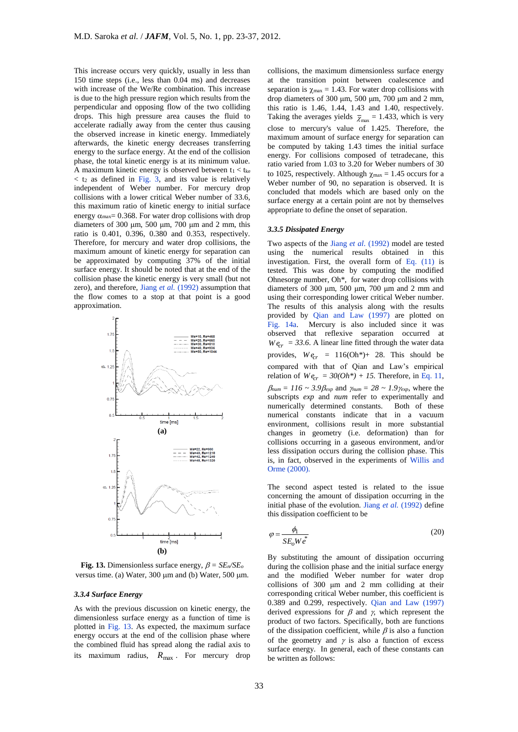This increase occurs very quickly, usually in less than 150 time steps (i.e., less than 0.04 ms) and decreases with increase of the We/Re combination. This increase is due to the high pressure region which results from the perpendicular and opposing flow of the two colliding drops. This high pressure area causes the fluid to accelerate radially away from the center thus causing the observed increase in kinetic energy. Immediately afterwards, the kinetic energy decreases transferring energy to the surface energy. At the end of the collision phase, the total kinetic energy is at its minimum value. A maximum kinetic energy is observed between $t_1 < t_{ke} < t_2$ as defined in Fig. 3, and its value is relatively independent of Weber number. For mercury drop collisions with a lower critical Weber number of 33.6, this maximum ratio of kinetic energy to initial surface energy $\alpha_{max}$= 0.368. For water drop collisions with drop diameters of 300 μm, 500 μm, 700 μm and 2 mm, this ratio is 0.401, 0.396, 0.380 and 0.353, respectively. Therefore, for mercury and water drop collisions, the maximum amount of kinetic energy for separation can be approximated by computing 37% of the initial surface energy. It should be noted that at the end of the collision phase the kinetic energy is very small (but not zero), and therefore, Jiang *et al.* (1992) assumption that the flow comes to a stop at that point is a good approximation.

**Fig. 13.** Dimensionless surface energy, $\beta = SE_n/SE_o$ versus time. (a) Water, 300 μm and (b) Water, 500 μm.

### 3.3.4 Surface Energy

As with the previous discussion on kinetic energy, the dimensionless surface energy as a function of time is plotted in Fig. 13. As expected, the maximum surface energy occurs at the end of the collision phase where the combined fluid has spread along the radial axis to its maximum radius, $R_{max}$. For mercury drop collisions, the maximum dimensionless surface energy at the transition point between coalescence and separation is $\chi_{max}$ = 1.43. For water drop collisions with drop diameters of 300 μm, 500 μm, 700 μm and 2 mm, this ratio is 1.46, 1.44, 1.43 and 1.40, respectively. Taking the averages yields $\overline{\chi}_{max}$ = 1.433, which is very close to mercury's value of 1.425. Therefore, the maximum amount of surface energy for separation can be computed by taking 1.43 times the initial surface energy. For collisions composed of tetradecane, this ratio varied from 1.03 to 3.20 for Weber numbers of 30 to 1025, respectively. Although $\chi_{max}$ = 1.45 occurs for a Weber number of 90, no separation is observed. It is concluded that models which are based only on the surface energy at a certain point are not by themselves appropriate to define the onset of separation.

### 3.3.5 Dissipated Energy

Two aspects of the Jiang *et al.* (1992) model are tested using the numerical results obtained in this investigation. First, the overall form of Eq. (11) is tested. This was done by computing the modified Ohnesorge number, Oh*, for water drop collisions with diameters of 300 μm, 500 μm, 700 μm and 2 mm and using their corresponding lower critical Weber number. The results of this analysis along with the results provided by Qian and Law (1997) are plotted on Fig. 14a. Mercury is also included since it was observed that reflexive separation occurred at $We_{cr}$ = 33.6. A linear line fitted through the water data provides, $We_{cr}$ = 116(Oh*)+ 28. This should be compared with that of Qian and Law's empirical relation of $We_{cr} = 30(Oh^*) + 15$. Therefore, in Eq. 11, $\beta_{num} = 116 \sim 3.9\beta_{exp}$ and $\gamma_{num} = 28 \sim 1.9\gamma_{exp}$, where the subscripts *exp* and *num* refer to experimentally and numerically determined constants. Both of these numerical constants indicate that in a vacuum environment, collisions result in more substantial changes in geometry (i.e. deformation) than for collisions occurring in a gaseous environment, and/or less dissipation occurs during the collision phase. This is, in fact, observed in the experiments of Willis and Orme (2000).

The second aspect tested is related to the issue concerning the amount of dissipation occurring in the initial phase of the evolution. Jiang *et al.* (1992) define this dissipation coefficient to be

$$\varphi = \frac{\phi_1}{SE_o We^*} \tag{20}$$

By substituting the amount of dissipation occurring during the collision phase and the initial surface energy and the modified Weber number for water drop collisions of 300 μm and 2 mm colliding at their corresponding critical Weber number, this coefficient is 0.389 and 0.299, respectively. Qian and Law (1997) derived expressions for $\beta$ and $\gamma$, which represent the product of two factors. Specifically, both are functions of the dissipation coefficient, while $\beta$ is also a function of the geometry and $\gamma$ is also a function of excess surface energy. In general, each of these constants can be written as follows: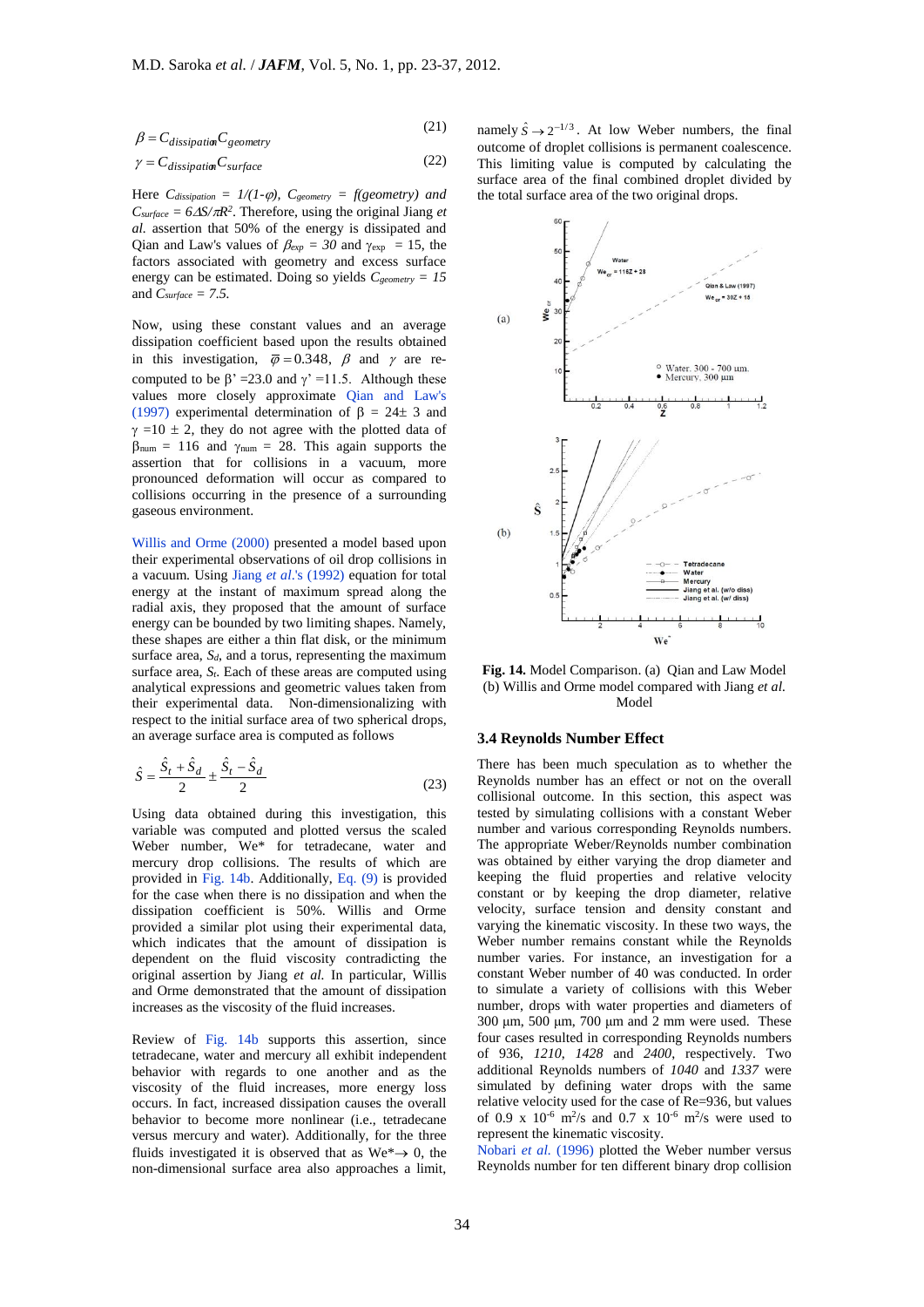$$\beta = C_{dissipation} C_{geometry} \tag{21}$$

$$\gamma = C_{dissipation} C_{surface} \tag{22}$$

Here $C_{dissipation} = 1/(1\text{-}\varphi)$, $C_{geometry} = f(geometry)$ and $C_{surface} = 6\Delta S/\pi R^2$. Therefore, using the original Jiang *et al.* assertion that 50% of the energy is dissipated and Qian and Law's values of $\beta_{exp} = 30$ and $\gamma_{exp} = 15$, the factors associated with geometry and excess surface energy can be estimated. Doing so yields $C_{geometry} = 15$ and $C_{surface} = 7.5$.

Now, using these constant values and an average dissipation coefficient based upon the results obtained in this investigation, $\bar{\varphi} = 0.348$, $\beta$ and $\gamma$ are re-computed to be $\beta' = 23.0$ and $\gamma' = 11.5$. Although these values more closely approximate Qian and Law's (1997) experimental determination of $\beta = 24 \pm 3$ and $\gamma = 10 \pm 2$, they do not agree with the plotted data of $\beta_{num} = 116$ and $\gamma_{num} = 28$. This again supports the assertion that for collisions in a vacuum, more pronounced deformation will occur as compared to collisions occurring in the presence of a surrounding gaseous environment.

Willis and Orme (2000) presented a model based upon their experimental observations of oil drop collisions in a vacuum. Using Jiang *et al.*'s (1992) equation for total energy at the instant of maximum spread along the radial axis, they proposed that the amount of surface energy can be bounded by two limiting shapes. Namely, these shapes are either a thin flat disk, or the minimum surface area, $S_d$, and a torus, representing the maximum surface area, $S_t$. Each of these areas are computed using analytical expressions and geometric values taken from their experimental data. Non-dimensionalizing with respect to the initial surface area of two spherical drops, an average surface area is computed as follows

$$\hat{S} = \frac{\hat{S}_t + \hat{S}_d}{2} \pm \frac{\hat{S}_t - \hat{S}_d}{2} \tag{23}$$

Using data obtained during this investigation, this variable was computed and plotted versus the scaled Weber number, We* for tetradecane, water and mercury drop collisions. The results of which are provided in Fig. 14b. Additionally, Eq. (9) is provided for the case when there is no dissipation and when the dissipation coefficient is 50%. Willis and Orme provided a similar plot using their experimental data, which indicates that the amount of dissipation is dependent on the fluid viscosity contradicting the original assertion by Jiang *et al.* In particular, Willis and Orme demonstrated that the amount of dissipation increases as the viscosity of the fluid increases.

Review of Fig. 14b supports this assertion, since tetradecane, water and mercury all exhibit independent behavior with regards to one another and as the viscosity of the fluid increases, more energy loss occurs. In fact, increased dissipation causes the overall behavior to become more nonlinear (i.e., tetradecane versus mercury and water). Additionally, for the three fluids investigated it is observed that as We*→ 0, the non-dimensional surface area also approaches a limit, namely $\hat{S} \rightarrow 2^{-1/3}$. At low Weber numbers, the final outcome of droplet collisions is permanent coalescence. This limiting value is computed by calculating the surface area of the final combined droplet divided by the total surface area of the two original drops.

**Fig. 14.** Model Comparison. (a) Qian and Law Model (b) Willis and Orme model compared with Jiang *et al.* Model

### 3.4 Reynolds Number Effect

There has been much speculation as to whether the Reynolds number has an effect or not on the overall collisional outcome. In this section, this aspect was tested by simulating collisions with a constant Weber number and various corresponding Reynolds numbers. The appropriate Weber/Reynolds number combination was obtained by either varying the drop diameter and keeping the fluid properties and relative velocity constant or by keeping the drop diameter, relative velocity, surface tension and density constant and varying the kinematic viscosity. In these two ways, the Weber number remains constant while the Reynolds number varies. For instance, an investigation for a constant Weber number of 40 was conducted. In order to simulate a variety of collisions with this Weber number, drops with water properties and diameters of 300 μm, 500 μm, 700 μm and 2 mm were used. These four cases resulted in corresponding Reynolds numbers of 936, *1210*, *1428* and *2400*, respectively. Two additional Reynolds numbers of *1040* and *1337* were simulated by defining water drops with the same relative velocity used for the case of Re=936, but values of 0.9 x $10^{-6}$ $m^2/s$ and 0.7 x $10^{-6}$ $m^2/s$ were used to represent the kinematic viscosity.

Nobari *et al.* (1996) plotted the Weber number versus Reynolds number for ten different binary drop collision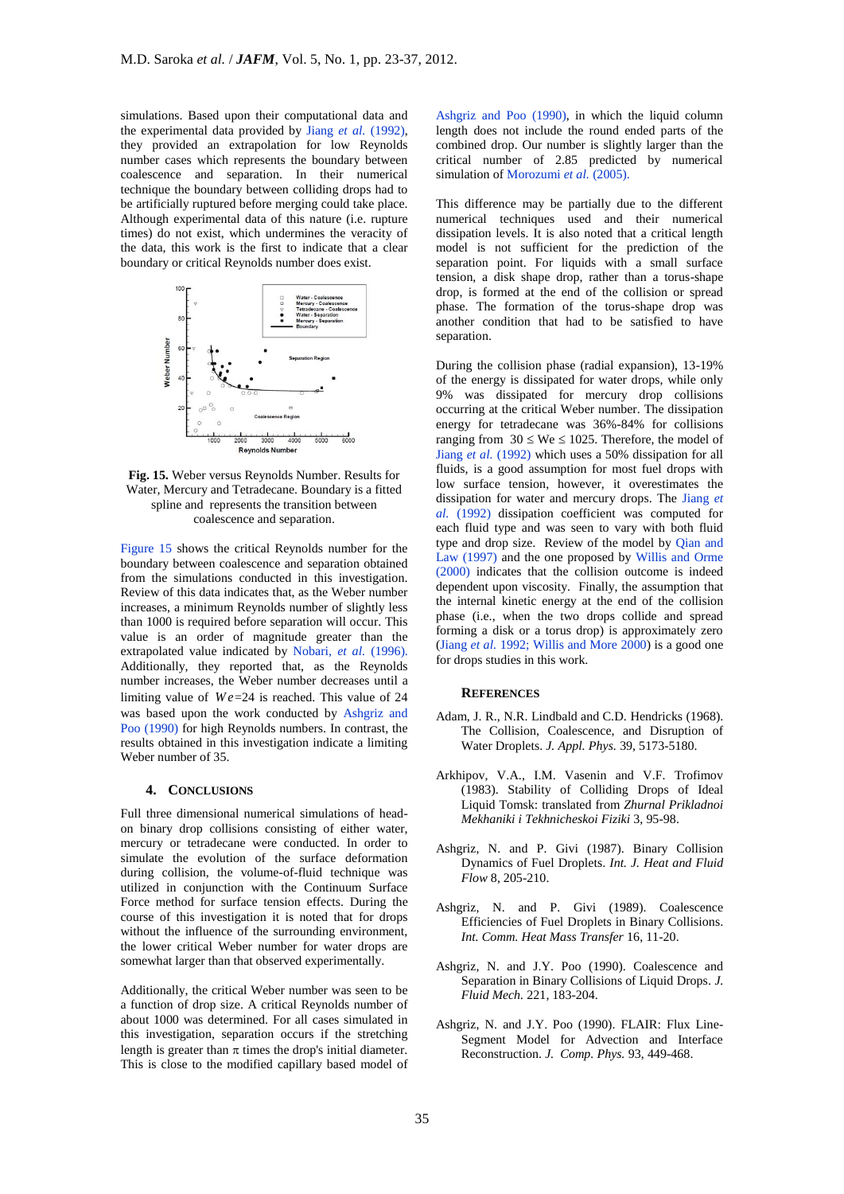simulations. Based upon their computational data and the experimental data provided by Jiang *et al.* (1992), they provided an extrapolation for low Reynolds number cases which represents the boundary between coalescence and separation. In their numerical technique the boundary between colliding drops had to be artificially ruptured before merging could take place. Although experimental data of this nature (i.e. rupture times) do not exist, which undermines the veracity of the data, this work is the first to indicate that a clear boundary or critical Reynolds number does exist.

**Fig. 15.** Weber versus Reynolds Number. Results for Water, Mercury and Tetradecane. Boundary is a fitted spline and represents the transition between coalescence and separation.

Figure 15 shows the critical Reynolds number for the boundary between coalescence and separation obtained from the simulations conducted in this investigation. Review of this data indicates that, as the Weber number increases, a minimum Reynolds number of slightly less than 1000 is required before separation will occur. This value is an order of magnitude greater than the extrapolated value indicated by Nobari, *et al.* (1996). Additionally, they reported that, as the Reynolds number increases, the Weber number decreases until a limiting value of $We$=24 is reached. This value of 24 was based upon the work conducted by Ashgriz and Poo (1990) for high Reynolds numbers. In contrast, the results obtained in this investigation indicate a limiting Weber number of 35.

## 4. Conclusions

Full three dimensional numerical simulations of head-on binary drop collisions consisting of either water, mercury or tetradecane were conducted. In order to simulate the evolution of the surface deformation during collision, the volume-of-fluid technique was utilized in conjunction with the Continuum Surface Force method for surface tension effects. During the course of this investigation it is noted that for drops without the influence of the surrounding environment, the lower critical Weber number for water drops are somewhat larger than that observed experimentally.

Additionally, the critical Weber number was seen to be a function of drop size. A critical Reynolds number of about 1000 was determined. For all cases simulated in this investigation, separation occurs if the stretching length is greater than π times the drop's initial diameter. This is close to the modified capillary based model of Ashgriz and Poo (1990), in which the liquid column length does not include the round ended parts of the combined drop. Our number is slightly larger than the critical number of 2.85 predicted by numerical simulation of Morozumi *et al.* (2005).

This difference may be partially due to the different numerical techniques used and their numerical dissipation levels. It is also noted that a critical length model is not sufficient for the prediction of the separation point. For liquids with a small surface tension, a disk shape drop, rather than a torus-shape drop, is formed at the end of the collision or spread phase. The formation of the torus-shape drop was another condition that had to be satisfied to have separation.

During the collision phase (radial expansion), 13-19% of the energy is dissipated for water drops, while only 9% was dissipated for mercury drop collisions occurring at the critical Weber number. The dissipation energy for tetradecane was 36%-84% for collisions ranging from $30 \leq We \leq 1025$. Therefore, the model of Jiang *et al.* (1992) which uses a 50% dissipation for all fluids, is a good assumption for most fuel drops with low surface tension, however, it overestimates the dissipation for water and mercury drops. The Jiang *et al.* (1992) dissipation coefficient was computed for each fluid type and was seen to vary with both fluid type and drop size. Review of the model by Qian and Law (1997) and the one proposed by Willis and Orme (2000) indicates that the collision outcome is indeed dependent upon viscosity. Finally, the assumption that the internal kinetic energy at the end of the collision phase (i.e., when the two drops collide and spread forming a disk or a torus drop) is approximately zero (Jiang *et al.* 1992; Willis and More 2000) is a good one for drops studies in this work.

## References

Adam, J. R., N.R. Lindbald and C.D. Hendricks (1968). The Collision, Coalescence, and Disruption of Water Droplets. *J. Appl. Phys.* 39, 5173-5180.

Arkhipov, V.A., I.M. Vasenin and V.F. Trofimov (1983). Stability of Colliding Drops of Ideal Liquid Tomsk: translated from *Zhurnal Prikladnoi Mekhaniki i Tekhnicheskoi Fiziki* 3, 95-98.

Ashgriz, N. and P. Givi (1987). Binary Collision Dynamics of Fuel Droplets. *Int. J. Heat and Fluid Flow* 8, 205-210.

Ashgriz, N. and P. Givi (1989). Coalescence Efficiencies of Fuel Droplets in Binary Collisions. *Int. Comm. Heat Mass Transfer* 16, 11-20.

Ashgriz, N. and J.Y. Poo (1990). Coalescence and Separation in Binary Collisions of Liquid Drops. *J. Fluid Mech.* 221, 183-204.

Ashgriz, N. and J.Y. Poo (1990). FLAIR: Flux Line-Segment Model for Advection and Interface Reconstruction. *J. Comp. Phys.* 93, 449-468.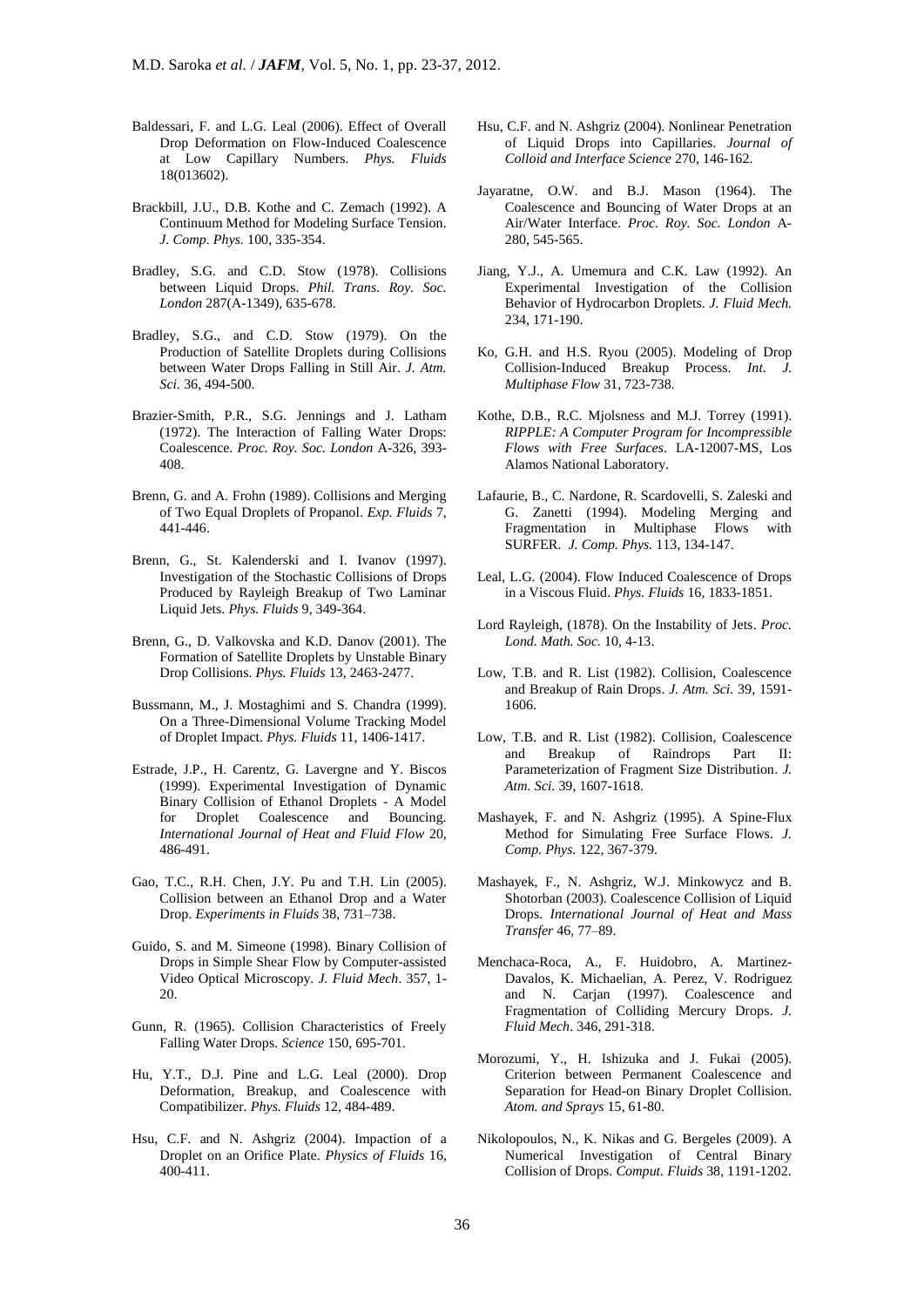Baldessari, F. and L.G. Leal (2006). Effect of Overall Drop Deformation on Flow-Induced Coalescence at Low Capillary Numbers. *Phys. Fluids* 18(013602).

Brackbill, J.U., D.B. Kothe and C. Zemach (1992). A Continuum Method for Modeling Surface Tension. *J. Comp. Phys.* 100, 335-354.

Bradley, S.G. and C.D. Stow (1978). Collisions between Liquid Drops. *Phil. Trans. Roy. Soc. London* 287(A-1349), 635-678.

Bradley, S.G., and C.D. Stow (1979). On the Production of Satellite Droplets during Collisions between Water Drops Falling in Still Air. *J. Atm. Sci.* 36, 494-500.

Brazier-Smith, P.R., S.G. Jennings and J. Latham (1972). The Interaction of Falling Water Drops: Coalescence. *Proc. Roy. Soc. London* A-326, 393-408.

Brenn, G. and A. Frohn (1989). Collisions and Merging of Two Equal Droplets of Propanol. *Exp. Fluids* 7, 441-446.

Brenn, G., St. Kalenderski and I. Ivanov (1997). Investigation of the Stochastic Collisions of Drops Produced by Rayleigh Breakup of Two Laminar Liquid Jets. *Phys. Fluids* 9, 349-364.

Brenn, G., D. Valkovska and K.D. Danov (2001). The Formation of Satellite Droplets by Unstable Binary Drop Collisions. *Phys. Fluids* 13, 2463-2477.

Bussmann, M., J. Mostaghimi and S. Chandra (1999). On a Three-Dimensional Volume Tracking Model of Droplet Impact. *Phys. Fluids* 11, 1406-1417.

Estrade, J.P., H. Carentz, G. Lavergne and Y. Biscos (1999). Experimental Investigation of Dynamic Binary Collision of Ethanol Droplets - A Model for Droplet Coalescence and Bouncing. *International Journal of Heat and Fluid Flow* 20, 486-491.

Gao, T.C., R.H. Chen, J.Y. Pu and T.H. Lin (2005). Collision between an Ethanol Drop and a Water Drop. *Experiments in Fluids* 38, 731–738.

Guido, S. and M. Simeone (1998). Binary Collision of Drops in Simple Shear Flow by Computer-assisted Video Optical Microscopy. *J. Fluid Mech*. 357, 1-20.

Gunn, R. (1965). Collision Characteristics of Freely Falling Water Drops. *Science* 150, 695-701.

Hu, Y.T., D.J. Pine and L.G. Leal (2000). Drop Deformation, Breakup, and Coalescence with Compatibilizer. *Phys. Fluids* 12, 484-489.

Hsu, C.F. and N. Ashgriz (2004). Impaction of a Droplet on an Orifice Plate. *Physics of Fluids* 16, 400-411.

Hsu, C.F. and N. Ashgriz (2004). Nonlinear Penetration of Liquid Drops into Capillaries. *Journal of Colloid and Interface Science* 270, 146-162.

Jayaratne, O.W. and B.J. Mason (1964). The Coalescence and Bouncing of Water Drops at an Air/Water Interface. *Proc. Roy. Soc. London* A-280, 545-565.

Jiang, Y.J., A. Umemura and C.K. Law (1992). An Experimental Investigation of the Collision Behavior of Hydrocarbon Droplets. *J. Fluid Mech.* 234, 171-190.

Ko, G.H. and H.S. Ryou (2005). Modeling of Drop Collision-Induced Breakup Process. *Int. J. Multiphase Flow* 31, 723-738.

Kothe, D.B., R.C. Mjolsness and M.J. Torrey (1991). *RIPPLE: A Computer Program for Incompressible Flows with Free Surfaces*. LA-12007-MS, Los Alamos National Laboratory.

Lafaurie, B., C. Nardone, R. Scardovelli, S. Zaleski and G. Zanetti (1994). Modeling Merging and Fragmentation in Multiphase Flows with SURFER. *J. Comp. Phys.* 113, 134-147.

Leal, L.G. (2004). Flow Induced Coalescence of Drops in a Viscous Fluid. *Phys. Fluids* 16, 1833-1851.

Lord Rayleigh, (1878). On the Instability of Jets. *Proc. Lond. Math. Soc.* 10, 4-13.

Low, T.B. and R. List (1982). Collision, Coalescence and Breakup of Rain Drops. *J. Atm. Sci.* 39, 1591-1606.

Low, T.B. and R. List (1982). Collision, Coalescence and Breakup of Raindrops Part II: Parameterization of Fragment Size Distribution. *J. Atm. Sci.* 39, 1607-1618.

Mashayek, F. and N. Ashgriz (1995). A Spine-Flux Method for Simulating Free Surface Flows. *J. Comp. Phys.* 122, 367-379.

Mashayek, F., N. Ashgriz, W.J. Minkowycz and B. Shotorban (2003). Coalescence Collision of Liquid Drops. *International Journal of Heat and Mass Transfer* 46, 77–89.

Menchaca-Roca, A., F. Huidobro, A. Martinez-Davalos, K. Michaelian, A. Perez, V. Rodriguez and N. Carjan (1997). Coalescence and Fragmentation of Colliding Mercury Drops. *J. Fluid Mech*. 346, 291-318.

Morozumi, Y., H. Ishizuka and J. Fukai (2005). Criterion between Permanent Coalescence and Separation for Head-on Binary Droplet Collision. *Atom. and Sprays* 15, 61-80.

Nikolopoulos, N., K. Nikas and G. Bergeles (2009). A Numerical Investigation of Central Binary Collision of Drops. *Comput. Fluids* 38, 1191-1202.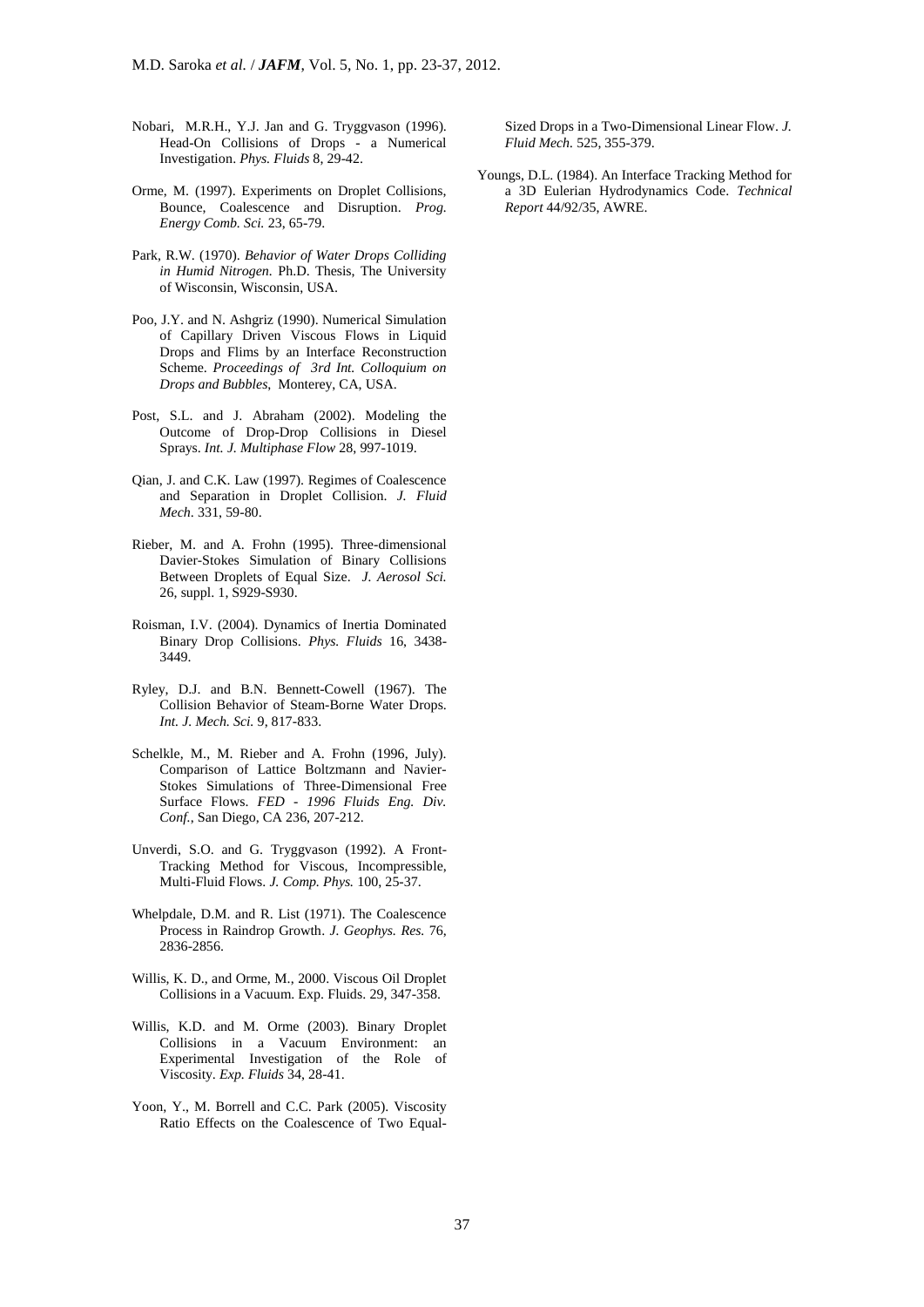Nobari, M.R.H., Y.J. Jan and G. Tryggvason (1996). Head-On Collisions of Drops - a Numerical Investigation. *Phys. Fluids* 8, 29-42.

Orme, M. (1997). Experiments on Droplet Collisions, Bounce, Coalescence and Disruption. *Prog. Energy Comb. Sci.* 23, 65-79.

Park, R.W. (1970). *Behavior of Water Drops Colliding in Humid Nitrogen.* Ph.D. Thesis, The University of Wisconsin, Wisconsin, USA.

Poo, J.Y. and N. Ashgriz (1990). Numerical Simulation of Capillary Driven Viscous Flows in Liquid Drops and Flims by an Interface Reconstruction Scheme. *Proceedings of 3rd Int. Colloquium on Drops and Bubbles*, Monterey, CA, USA.

Post, S.L. and J. Abraham (2002). Modeling the Outcome of Drop-Drop Collisions in Diesel Sprays. *Int. J. Multiphase Flow* 28, 997-1019.

Qian, J. and C.K. Law (1997). Regimes of Coalescence and Separation in Droplet Collision. *J. Fluid Mech.* 331, 59-80.

Rieber, M. and A. Frohn (1995). Three-dimensional Davier-Stokes Simulation of Binary Collisions Between Droplets of Equal Size. *J. Aerosol Sci.* 26, suppl. 1, S929-S930.

Roisman, I.V. (2004). Dynamics of Inertia Dominated Binary Drop Collisions. *Phys. Fluids* 16, 3438-3449.

Ryley, D.J. and B.N. Bennett-Cowell (1967). The Collision Behavior of Steam-Borne Water Drops. *Int. J. Mech. Sci.* 9, 817-833.

Schelkle, M., M. Rieber and A. Frohn (1996, July). Comparison of Lattice Boltzmann and Navier-Stokes Simulations of Three-Dimensional Free Surface Flows. *FED - 1996 Fluids Eng. Div. Conf.*, San Diego, CA 236, 207-212.

Unverdi, S.O. and G. Tryggvason (1992). A Front-Tracking Method for Viscous, Incompressible, Multi-Fluid Flows. *J. Comp. Phys.* 100, 25-37.

Whelpdale, D.M. and R. List (1971). The Coalescence Process in Raindrop Growth. *J. Geophys. Res.* 76, 2836-2856.

Willis, K. D., and Orme, M., 2000. Viscous Oil Droplet Collisions in a Vacuum. Exp. Fluids. 29, 347-358.

Willis, K.D. and M. Orme (2003). Binary Droplet Collisions in a Vacuum Environment: an Experimental Investigation of the Role of Viscosity. *Exp. Fluids* 34, 28-41.

Yoon, Y., M. Borrell and C.C. Park (2005). Viscosity Ratio Effects on the Coalescence of Two Equal-Sized Drops in a Two-Dimensional Linear Flow. *J. Fluid Mech.* 525, 355-379.

Youngs, D.L. (1984). An Interface Tracking Method for a 3D Eulerian Hydrodynamics Code. *Technical Report* 44/92/35, AWRE.